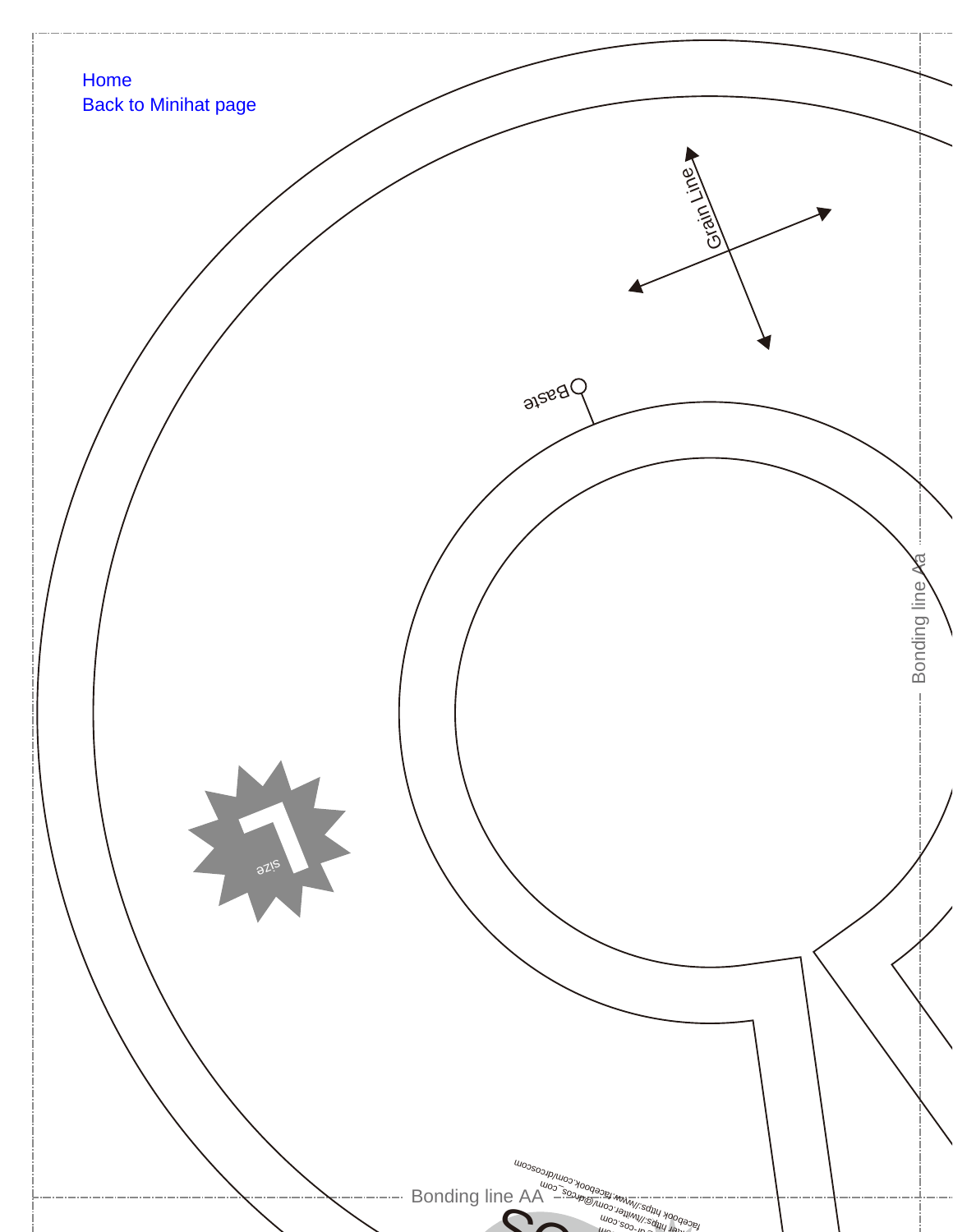Home

Back to Minihat page

Grain Line

Baste

Bonding line Aa

size 1

Bonding line AA

facebook https://www.facebook.com/drcoscom

twitter https://twitter.com/@drcos_com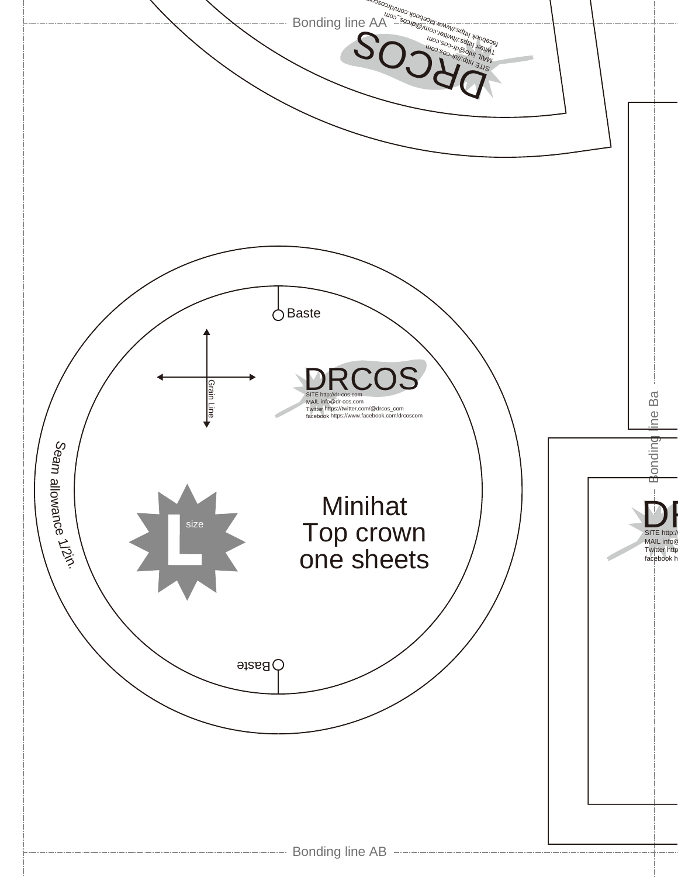Bonding line AA

DRCOS
SITE http://dr-cos.com
MAIL info@dr-cos.com
Twitter https://twitter.com/@drcos_com
facebook https://www.facebook.com/drcoscom

Baste

Grain Line

DRCOS
SITE http://dr-cos.com
MAIL info@dr-cos.com
Twitter https://twitter.com/@drcos_com
facebook https://www.facebook.com/drcoscom

Seam allowance 1/2in.

L size

Minihat
Top crown
one sheets

Baste

Bonding line Ba

DR
SITE http://
MAIL info@
Twitter http
facebook h

Bonding line AB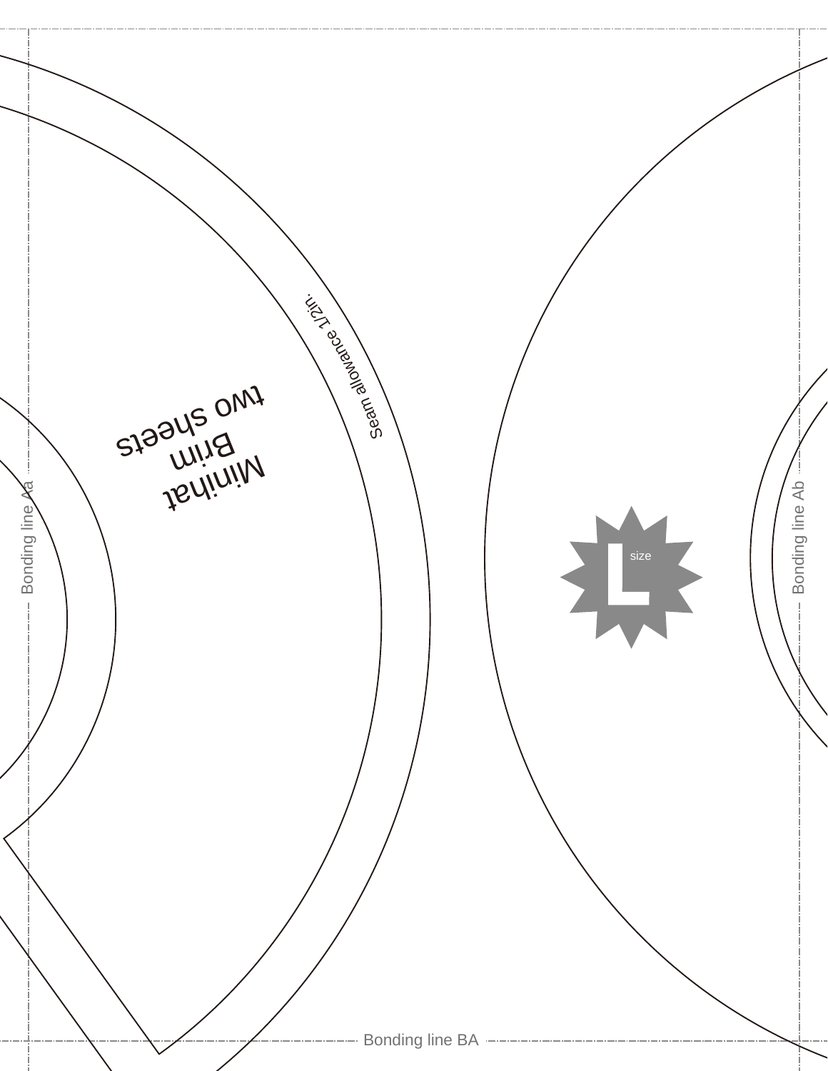Minihat
Brim
two sheets

Seam allowance 1/2in.

L size

Bonding line Aa

Bonding line Ab

Bonding line BA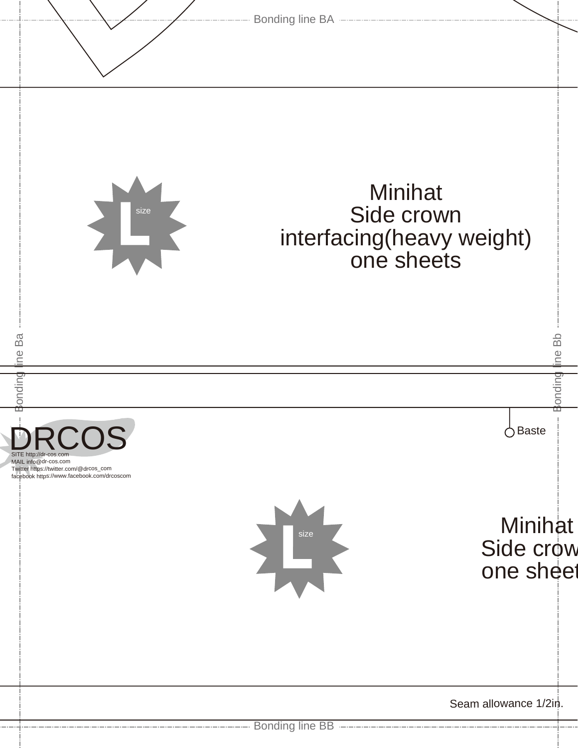Bonding line BA

L size

Minihat
Side crown
interfacing(heavy weight)
one sheets

Bonding line Ba

Bonding line Bb

Baste

DRCOS

SITE http://dr-cos.com
MAIL info@dr-cos.com
Twitter https://twitter.com/@drcos_com
facebook https://www.facebook.com/drcoscom

L size

Minihat
Side crow
one sheet

Seam allowance 1/2in.

Bonding line BB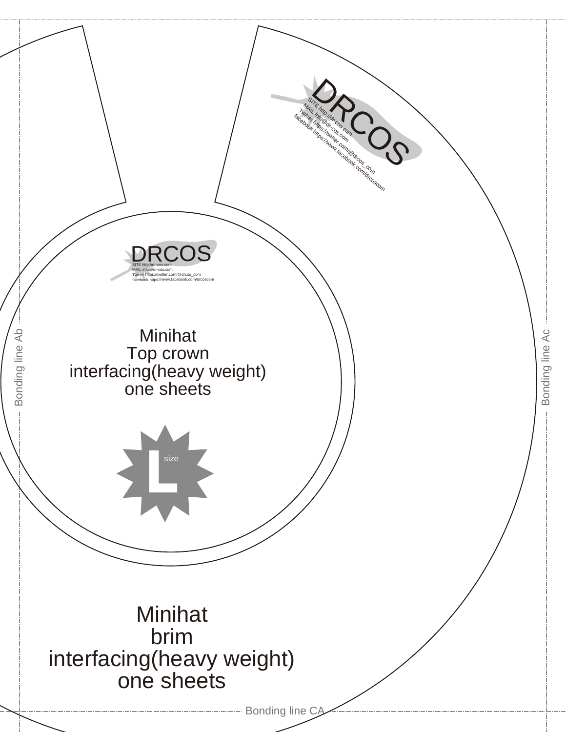DRCOS

SITE http://dr-cos.com
MAIL info@dr-cos.com
Twitter https://twitter.com/@drcos_com
facebook https://www.facebook.com/drcoscom

DRCOS

SITE http://dr-cos.com
MAIL info@dr-cos.com
Twitter https://twitter.com/@drcos_com
facebook https://www.facebook.com/drcoscom

Minihat
Top crown
interfacing(heavy weight)
one sheets

L size

Bonding line Ab

Bonding line Ac

Minihat
brim
interfacing(heavy weight)
one sheets

Bonding line CA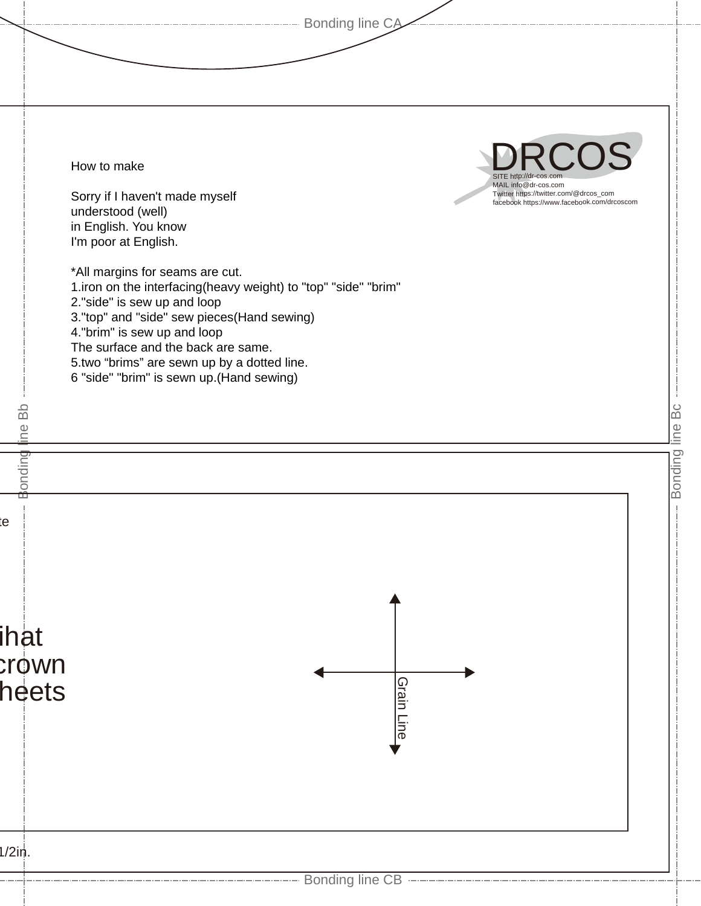Bonding line CA

How to make

Sorry if I haven't made myself
understood (well)
in English. You know
I'm poor at English.

*All margins for seams are cut.
1.iron on the interfacing(heavy weight) to "top" "side" "brim"
2."side" is sew up and loop
3."top" and "side" sew pieces(Hand sewing)
4."brim" is sew up and loop
The surface and the back are same.
5.two “brims” are sewn up by a dotted line.
6 "side" "brim" is sewn up.(Hand sewing)

DRCOS
SITE http://dr-cos.com
MAIL info@dr-cos.com
Twitter https://twitter.com/@drcos_com
facebook https://www.facebook.com/drcoscom

Bonding line Bb

Bonding line Bc

te

ihat
crown
heets

Grain Line

1/2in.

Bonding line CB